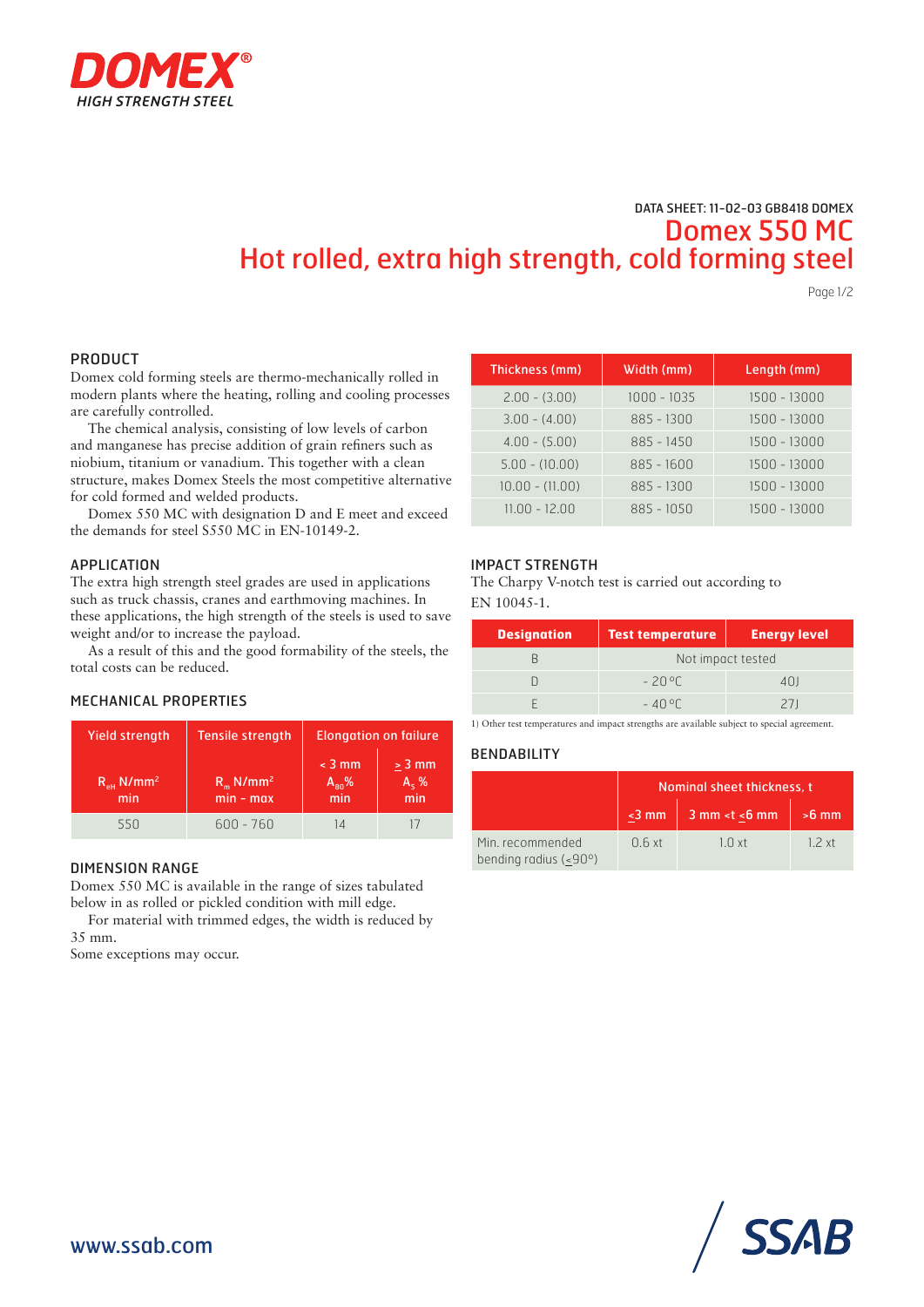DOMEX®
HIGH STRENGTH STEEL

DATA SHEET: 11-02-03 GB8418 DOMEX

# Domex 550 MC
# Hot rolled, extra high strength, cold forming steel

## PRODUCT

Domex cold forming steels are thermo-mechanically rolled in modern plants where the heating, rolling and cooling processes are carefully controlled.

The chemical analysis, consisting of low levels of carbon and manganese has precise addition of grain refiners such as niobium, titanium or vanadium. This together with a clean structure, makes Domex Steels the most competitive alternative for cold formed and welded products.

Domex 550 MC with designation D and E meet and exceed the demands for steel S550 MC in EN-10149-2.

## APPLICATION

The extra high strength steel grades are used in applications such as truck chassis, cranes and earthmoving machines. In these applications, the high strength of the steels is used to save weight and/or to increase the payload.

As a result of this and the good formability of the steels, the total costs can be reduced.

## MECHANICAL PROPERTIES

| Yield strength | Tensile strength | Elongation on failure | |
|---|---|---|---|
| $R_{eH}$ N/mm² min | $R_m$ N/mm² min - max | < 3 mm $A_{80}$% min | ≥ 3 mm $A_5$ % min |
| 550 | 600 - 760 | 14 | 17 |

## DIMENSION RANGE

Domex 550 MC is available in the range of sizes tabulated below in as rolled or pickled condition with mill edge.

For material with trimmed edges, the width is reduced by 35 mm.

Some exceptions may occur.

| Thickness (mm) | Width (mm) | Length (mm) |
|---|---|---|
| 2.00 - (3.00) | 1000 - 1035 | 1500 - 13000 |
| 3.00 - (4.00) | 885 - 1300 | 1500 - 13000 |
| 4.00 - (5.00) | 885 - 1450 | 1500 - 13000 |
| 5.00 - (10.00) | 885 - 1600 | 1500 - 13000 |
| 10.00 - (11.00) | 885 - 1300 | 1500 - 13000 |
| 11.00 - 12.00 | 885 - 1050 | 1500 - 13000 |

## IMPACT STRENGTH

The Charpy V-notch test is carried out according to EN 10045-1.

| Designation | Test temperature | Energy level |
|---|---|---|
| B | Not impact tested | |
| D | - 20 °C | 40J |
| E | - 40 °C | 27J |

1) Other test temperatures and impact strengths are available subject to special agreement.

## BENDABILITY

| | Nominal sheet thickness, t | | |
|---|---|---|---|
| | ≤3 mm | 3 mm <t ≤6 mm | >6 mm |
| Min. recommended bending radius (≤90°) | 0.6 xt | 1.0 xt | 1.2 xt |

www.ssab.com

SSAB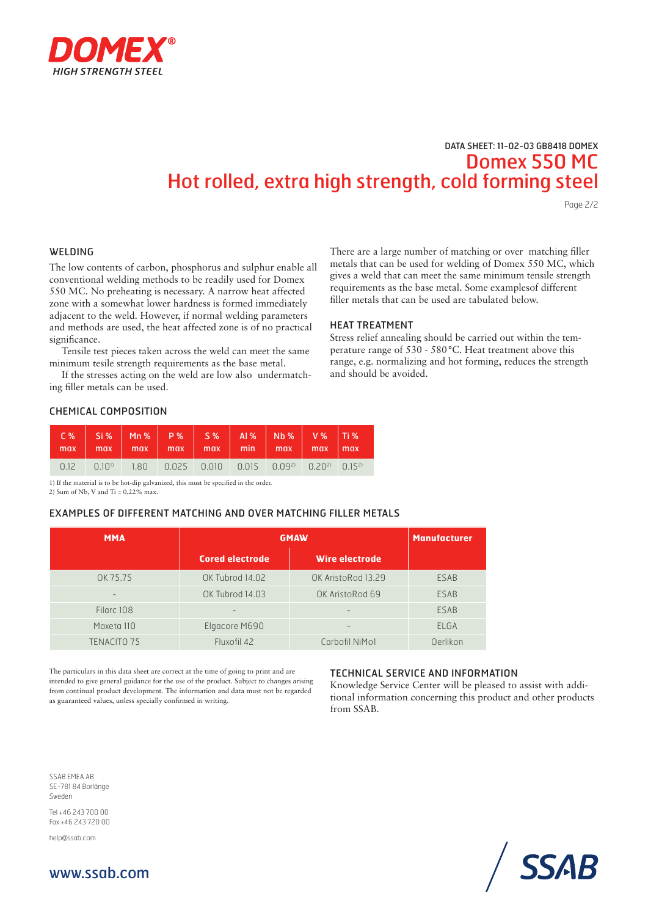DATA SHEET: 11-02-03 GB8418 DOMEX

# Domex 550 MC
# Hot rolled, extra high strength, cold forming steel

## WELDING

The low contents of carbon, phosphorus and sulphur enable all conventional welding methods to be readily used for Domex 550 MC. No preheating is necessary. A narrow heat affected zone with a somewhat lower hardness is formed immediately adjacent to the weld. However, if normal welding parameters and methods are used, the heat affected zone is of no practical significance.

Tensile test pieces taken across the weld can meet the same minimum tesile strength requirements as the base metal.

If the stresses acting on the weld are low also undermatching filler metals can be used.

There are a large number of matching or over matching filler metals that can be used for welding of Domex 550 MC, which gives a weld that can meet the same minimum tensile strength requirements as the base metal. Some examplesof different filler metals that can be used are tabulated below.

## HEAT TREATMENT

Stress relief annealing should be carried out within the temperature range of 530 - 580 °C. Heat treatment above this range, e.g. normalizing and hot forming, reduces the strength and should be avoided.

## CHEMICAL COMPOSITION

| C % max | Si % max | Mn % max | P % max | S % max | Al % min | Nb % max | V % max | Ti % max |
|---|---|---|---|---|---|---|---|---|
| 0.12 | 0.10[1] | 1.80 | 0.025 | 0.010 | 0.015 | 0.09[2] | 0.20[2] | 0.15[2] |

1) If the material is to be hot-dip galvanized, this must be specified in the order.
2) Sum of Nb, V and Ti = 0,22% max.

## EXAMPLES OF DIFFERENT MATCHING AND OVER MATCHING FILLER METALS

| MMA | GMAW | | Manufacturer |
|---|---|---|---|
| | Cored electrode | Wire electrode | |
| OK 75.75 | OK Tubrod 14.02 | OK AristoRod 13.29 | ESAB |
| - | OK Tubrod 14.03 | OK AristoRod 69 | ESAB |
| Filarc 108 | - | - | ESAB |
| Maxeta 110 | Elgacore M690 | - | ELGA |
| TENACITO 75 | Fluxofil 42 | Carbofil NiMo1 | Oerlikon |

The particulars in this data sheet are correct at the time of going to print and are intended to give general guidance for the use of the product. Subject to changes arising from continual product development. The information and data must not be regarded as guaranteed values, unless specially confirmed in writing.

## TECHNICAL SERVICE AND INFORMATION

Knowledge Service Center will be pleased to assist with additional information concerning this product and other products from SSAB.

SSAB EMEA AB
SE-781 84 Borlänge
Sweden

Tel +46 243 700 00
Fax +46 243 720 00

help@ssab.com

www.ssab.com